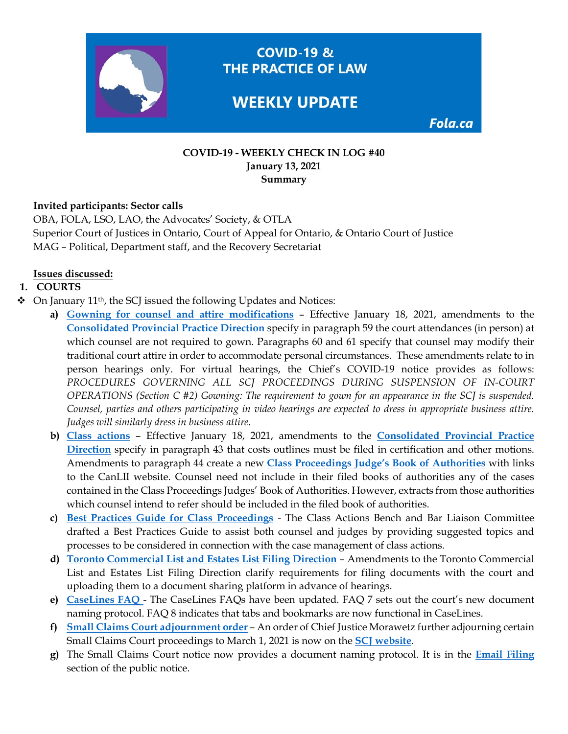# COVID-19 & THE PRACTICE OF LAW

# WEEKLY UPDATE

Fola.ca

**COVID-19 - WEEKLY CHECK IN LOG #40**
**January 13, 2021**
**Summary**

**Invited participants: Sector calls**
OBA, FOLA, LSO, LAO, the Advocates' Society, & OTLA
Superior Court of Justices in Ontario, Court of Appeal for Ontario, & Ontario Court of Justice
MAG – Political, Department staff, and the Recovery Secretariat

**Issues discussed:**

1. **COURTS**

- On January 11th, the SCJ issued the following Updates and Notices:
  - **a)** **Gowning for counsel and attire modifications** – Effective January 18, 2021, amendments to the **Consolidated Provincial Practice Direction** specify in paragraph 59 the court attendances (in person) at which counsel are not required to gown. Paragraphs 60 and 61 specify that counsel may modify their traditional court attire in order to accommodate personal circumstances. These amendments relate to in person hearings only. For virtual hearings, the Chief's COVID-19 notice provides as follows: *PROCEDURES GOVERNING ALL SCJ PROCEEDINGS DURING SUSPENSION OF IN-COURT OPERATIONS (Section C #2) Gowning: The requirement to gown for an appearance in the SCJ is suspended. Counsel, parties and others participating in video hearings are expected to dress in appropriate business attire. Judges will similarly dress in business attire.*
  - **b)** **Class actions** – Effective January 18, 2021, amendments to the **Consolidated Provincial Practice Direction** specify in paragraph 43 that costs outlines must be filed in certification and other motions. Amendments to paragraph 44 create a new **Class Proceedings Judge's Book of Authorities** with links to the CanLII website. Counsel need not include in their filed books of authorities any of the cases contained in the Class Proceedings Judges' Book of Authorities. However, extracts from those authorities which counsel intend to refer should be included in the filed book of authorities.
  - **c)** **Best Practices Guide for Class Proceedings** - The Class Actions Bench and Bar Liaison Committee drafted a Best Practices Guide to assist both counsel and judges by providing suggested topics and processes to be considered in connection with the case management of class actions.
  - **d)** **Toronto Commercial List and Estates List Filing Direction** – Amendments to the Toronto Commercial List and Estates List Filing Direction clarify requirements for filing documents with the court and uploading them to a document sharing platform in advance of hearings.
  - **e)** **CaseLines FAQ** - The CaseLines FAQs have been updated. FAQ 7 sets out the court's new document naming protocol. FAQ 8 indicates that tabs and bookmarks are now functional in CaseLines.
  - **f)** **Small Claims Court adjournment order** – An order of Chief Justice Morawetz further adjourning certain Small Claims Court proceedings to March 1, 2021 is now on the **SCJ website**.
  - **g)** The Small Claims Court notice now provides a document naming protocol. It is in the **Email Filing** section of the public notice.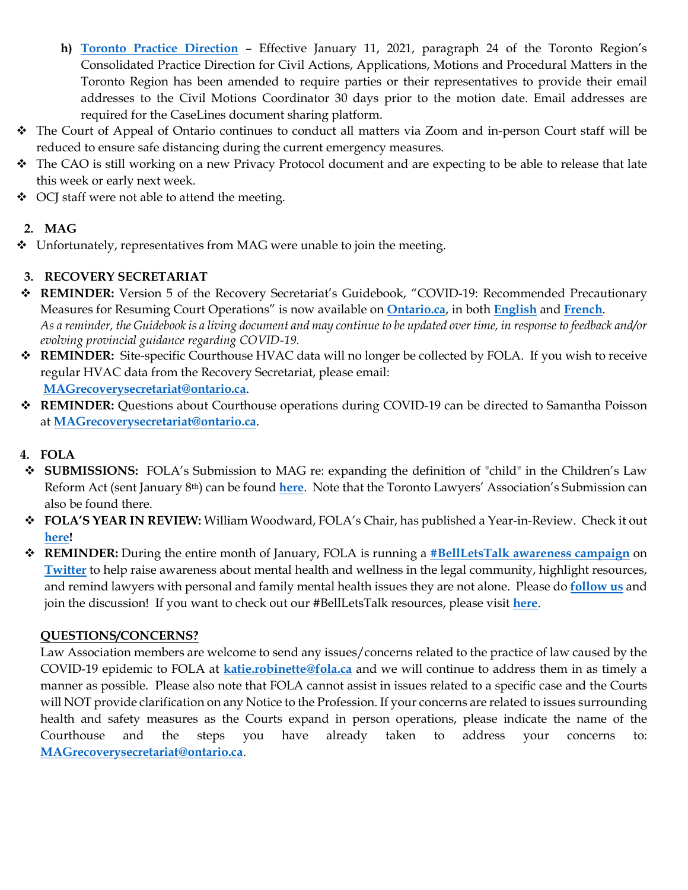h) **Toronto Practice Direction** – Effective January 11, 2021, paragraph 24 of the Toronto Region's Consolidated Practice Direction for Civil Actions, Applications, Motions and Procedural Matters in the Toronto Region has been amended to require parties or their representatives to provide their email addresses to the Civil Motions Coordinator 30 days prior to the motion date. Email addresses are required for the CaseLines document sharing platform.

- The Court of Appeal of Ontario continues to conduct all matters via Zoom and in-person Court staff will be reduced to ensure safe distancing during the current emergency measures.
- The CAO is still working on a new Privacy Protocol document and are expecting to be able to release that late this week or early next week.
- OCJ staff were not able to attend the meeting.

## 2. MAG

- Unfortunately, representatives from MAG were unable to join the meeting.

## 3. RECOVERY SECRETARIAT

- **REMINDER:** Version 5 of the Recovery Secretariat's Guidebook, "COVID-19: Recommended Precautionary Measures for Resuming Court Operations" is now available on **Ontario.ca**, in both **English** and **French**.
  *As a reminder, the Guidebook is a living document and may continue to be updated over time, in response to feedback and/or evolving provincial guidance regarding COVID-19.*
- **REMINDER:** Site-specific Courthouse HVAC data will no longer be collected by FOLA. If you wish to receive regular HVAC data from the Recovery Secretariat, please email: **MAGrecoverysecretariat@ontario.ca**.
- **REMINDER:** Questions about Courthouse operations during COVID-19 can be directed to Samantha Poisson at **MAGrecoverysecretariat@ontario.ca**.

## 4. FOLA

- **SUBMISSIONS:** FOLA's Submission to MAG re: expanding the definition of "child" in the Children's Law Reform Act (sent January 8th) can be found **here**. Note that the Toronto Lawyers' Association's Submission can also be found there.
- **FOLA'S YEAR IN REVIEW:** William Woodward, FOLA's Chair, has published a Year-in-Review. Check it out **here!**
- **REMINDER:** During the entire month of January, FOLA is running a **#BellLetsTalk awareness campaign** on **Twitter** to help raise awareness about mental health and wellness in the legal community, highlight resources, and remind lawyers with personal and family mental health issues they are not alone. Please do **follow us** and join the discussion! If you want to check out our #BellLetsTalk resources, please visit **here**.

**QUESTIONS/CONCERNS?**

Law Association members are welcome to send any issues/concerns related to the practice of law caused by the COVID-19 epidemic to FOLA at **katie.robinette@fola.ca** and we will continue to address them in as timely a manner as possible. Please also note that FOLA cannot assist in issues related to a specific case and the Courts will NOT provide clarification on any Notice to the Profession. If your concerns are related to issues surrounding health and safety measures as the Courts expand in person operations, please indicate the name of the Courthouse and the steps you have already taken to address your concerns to: **MAGrecoverysecretariat@ontario.ca**.